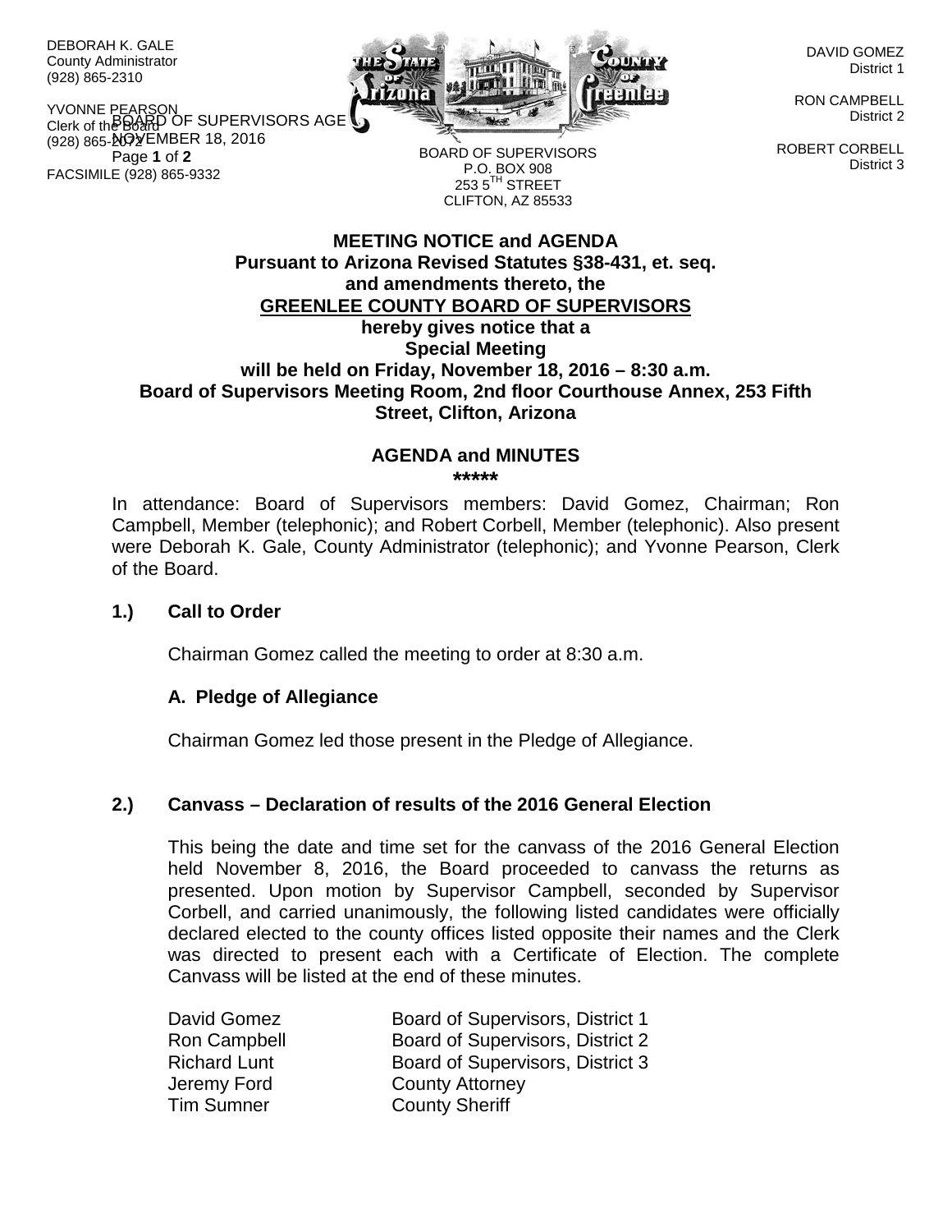DEBORAH K. GALE
County Administrator
(928) 865-2310

YVONNE PEARSON
Clerk of the Board
(928) 865-2072
FACSIMILE (928) 865-9332

BOARD OF SUPERVISORS
P.O. BOX 908
253 5TH STREET
CLIFTON, AZ 85533

DAVID GOMEZ
District 1

RON CAMPBELL
District 2

ROBERT CORBELL
District 3

**MEETING NOTICE and AGENDA**
**Pursuant to Arizona Revised Statutes §38-431, et. seq.**
**and amendments thereto, the**
**GREENLEE COUNTY BOARD OF SUPERVISORS**
**hereby gives notice that a**
**Special Meeting**
**will be held on Friday, November 18, 2016 – 8:30 a.m.**
**Board of Supervisors Meeting Room, 2nd floor Courthouse Annex, 253 Fifth Street, Clifton, Arizona**

**AGENDA and MINUTES**
**\*\*\*\*\***

In attendance: Board of Supervisors members: David Gomez, Chairman; Ron Campbell, Member (telephonic); and Robert Corbell, Member (telephonic). Also present were Deborah K. Gale, County Administrator (telephonic); and Yvonne Pearson, Clerk of the Board.

### 1.) Call to Order

Chairman Gomez called the meeting to order at 8:30 a.m.

**A. Pledge of Allegiance**

Chairman Gomez led those present in the Pledge of Allegiance.

### 2.) Canvass – Declaration of results of the 2016 General Election

This being the date and time set for the canvass of the 2016 General Election held November 8, 2016, the Board proceeded to canvass the returns as presented. Upon motion by Supervisor Campbell, seconded by Supervisor Corbell, and carried unanimously, the following listed candidates were officially declared elected to the county offices listed opposite their names and the Clerk was directed to present each with a Certificate of Election. The complete Canvass will be listed at the end of these minutes.

| | |
|---|---|
| David Gomez | Board of Supervisors, District 1 |
| Ron Campbell | Board of Supervisors, District 2 |
| Richard Lunt | Board of Supervisors, District 3 |
| Jeremy Ford | County Attorney |
| Tim Sumner | County Sheriff |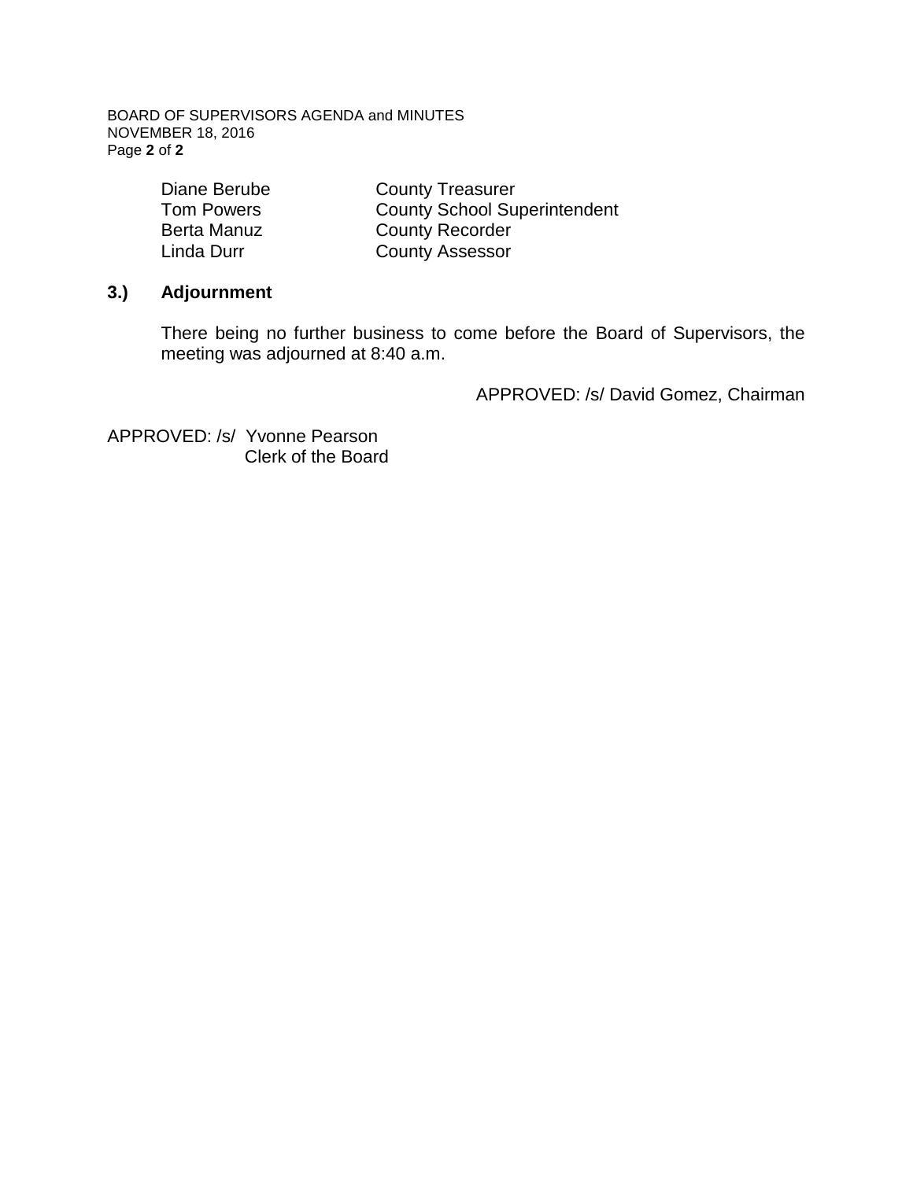| | |
|---|---|
| Diane Berube | County Treasurer |
| Tom Powers | County School Superintendent |
| Berta Manuz | County Recorder |
| Linda Durr | County Assessor |

**3.) Adjournment**

There being no further business to come before the Board of Supervisors, the meeting was adjourned at 8:40 a.m.

APPROVED: /s/ David Gomez, Chairman

APPROVED: /s/ Yvonne Pearson
Clerk of the Board